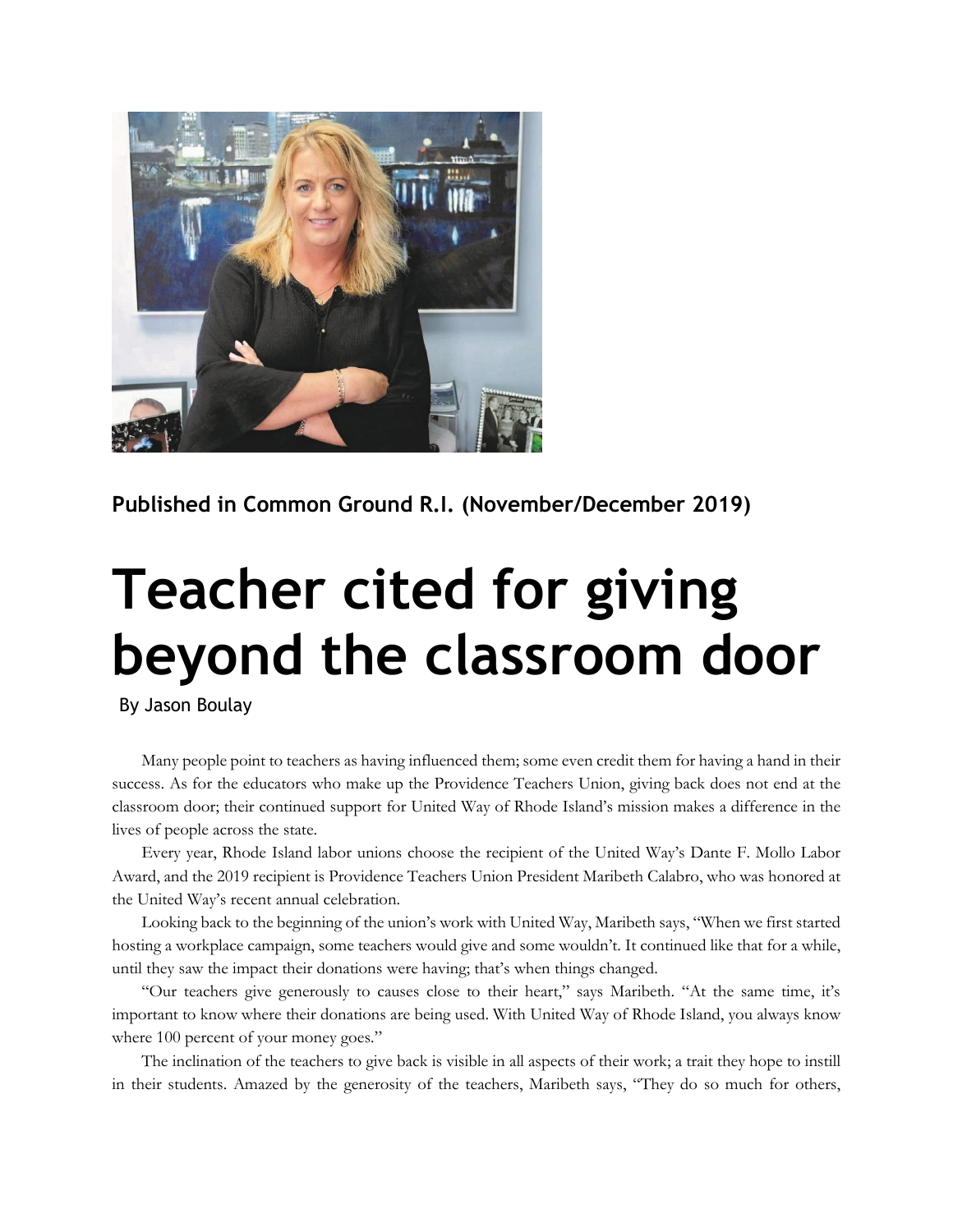**Published in Common Ground R.I. (November/December 2019)**

# Teacher cited for giving beyond the classroom door

By Jason Boulay

Many people point to teachers as having influenced them; some even credit them for having a hand in their success. As for the educators who make up the Providence Teachers Union, giving back does not end at the classroom door; their continued support for United Way of Rhode Island's mission makes a difference in the lives of people across the state.

Every year, Rhode Island labor unions choose the recipient of the United Way's Dante F. Mollo Labor Award, and the 2019 recipient is Providence Teachers Union President Maribeth Calabro, who was honored at the United Way's recent annual celebration.

Looking back to the beginning of the union's work with United Way, Maribeth says, "When we first started hosting a workplace campaign, some teachers would give and some wouldn't. It continued like that for a while, until they saw the impact their donations were having; that's when things changed.

"Our teachers give generously to causes close to their heart," says Maribeth. "At the same time, it's important to know where their donations are being used. With United Way of Rhode Island, you always know where 100 percent of your money goes."

The inclination of the teachers to give back is visible in all aspects of their work; a trait they hope to instill in their students. Amazed by the generosity of the teachers, Maribeth says, "They do so much for others,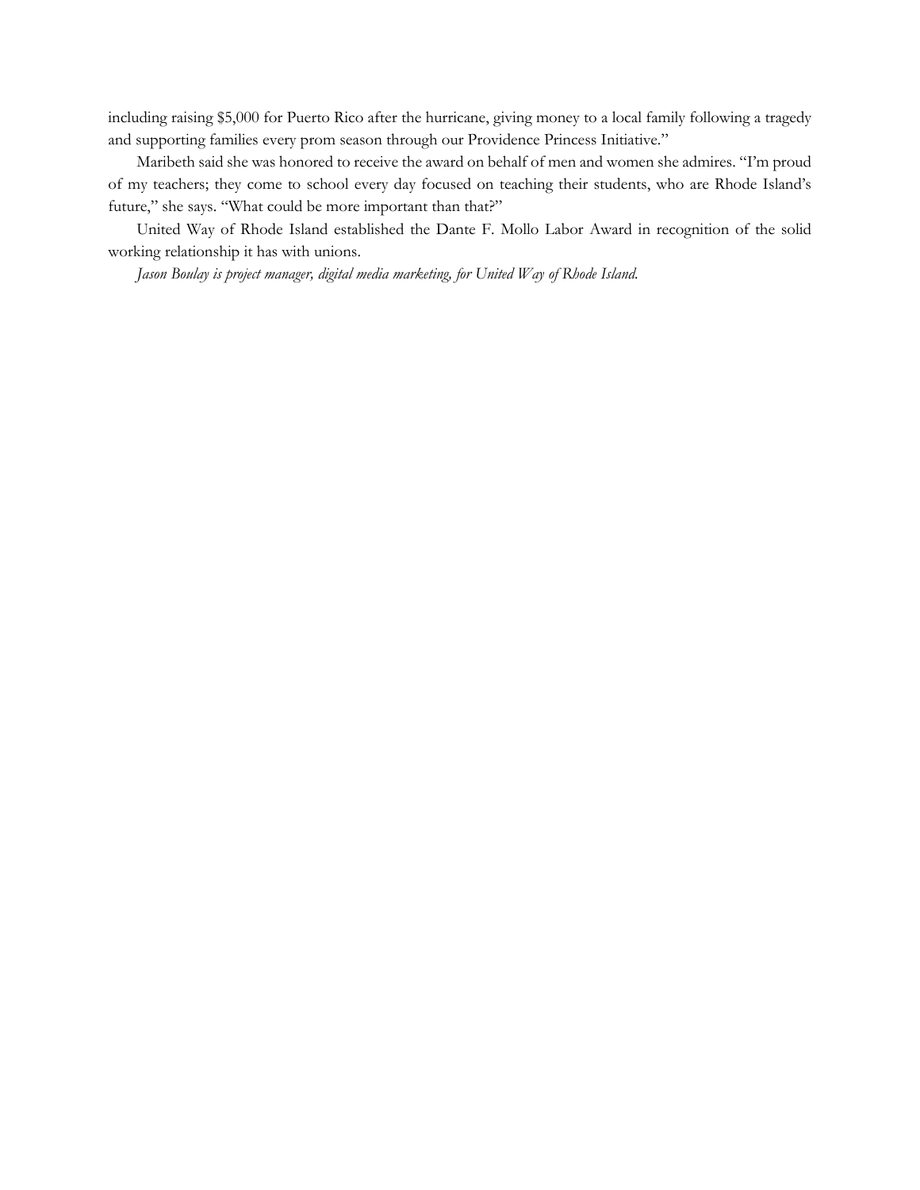including raising $5,000 for Puerto Rico after the hurricane, giving money to a local family following a tragedy and supporting families every prom season through our Providence Princess Initiative."

Maribeth said she was honored to receive the award on behalf of men and women she admires. "I'm proud of my teachers; they come to school every day focused on teaching their students, who are Rhode Island's future," she says. "What could be more important than that?"

United Way of Rhode Island established the Dante F. Mollo Labor Award in recognition of the solid working relationship it has with unions.

*Jason Boulay is project manager, digital media marketing, for United Way of Rhode Island.*